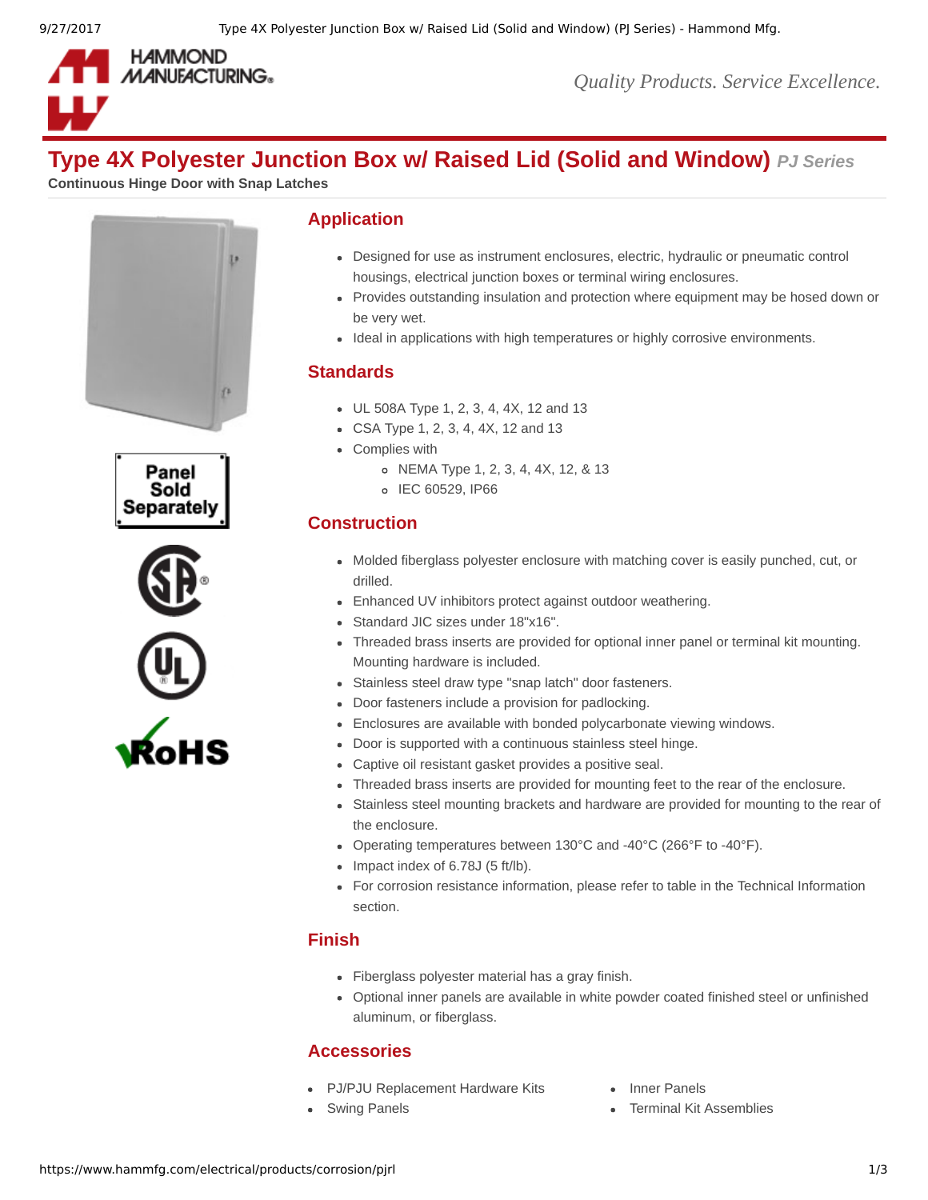# Type 4X Polyester Junction Box w/ Raised Lid (Solid and Window) *PJ Series*

**Continuous Hinge Door with Snap Latches**

Panel Sold Separately

## Application

- Designed for use as instrument enclosures, electric, hydraulic or pneumatic control housings, electrical junction boxes or terminal wiring enclosures.
- Provides outstanding insulation and protection where equipment may be hosed down or be very wet.
- Ideal in applications with high temperatures or highly corrosive environments.

## Standards

- UL 508A Type 1, 2, 3, 4, 4X, 12 and 13
- CSA Type 1, 2, 3, 4, 4X, 12 and 13
- Complies with
  - NEMA Type 1, 2, 3, 4, 4X, 12, & 13
  - IEC 60529, IP66

## Construction

- Molded fiberglass polyester enclosure with matching cover is easily punched, cut, or drilled.
- Enhanced UV inhibitors protect against outdoor weathering.
- Standard JIC sizes under 18"x16".
- Threaded brass inserts are provided for optional inner panel or terminal kit mounting. Mounting hardware is included.
- Stainless steel draw type "snap latch" door fasteners.
- Door fasteners include a provision for padlocking.
- Enclosures are available with bonded polycarbonate viewing windows.
- Door is supported with a continuous stainless steel hinge.
- Captive oil resistant gasket provides a positive seal.
- Threaded brass inserts are provided for mounting feet to the rear of the enclosure.
- Stainless steel mounting brackets and hardware are provided for mounting to the rear of the enclosure.
- Operating temperatures between 130°C and -40°C (266°F to -40°F).
- Impact index of 6.78J (5 ft/lb).
- For corrosion resistance information, please refer to table in the Technical Information section.

## Finish

- Fiberglass polyester material has a gray finish.
- Optional inner panels are available in white powder coated finished steel or unfinished aluminum, or fiberglass.

## Accessories

- PJ/PJU Replacement Hardware Kits
- Swing Panels
- Inner Panels
- Terminal Kit Assemblies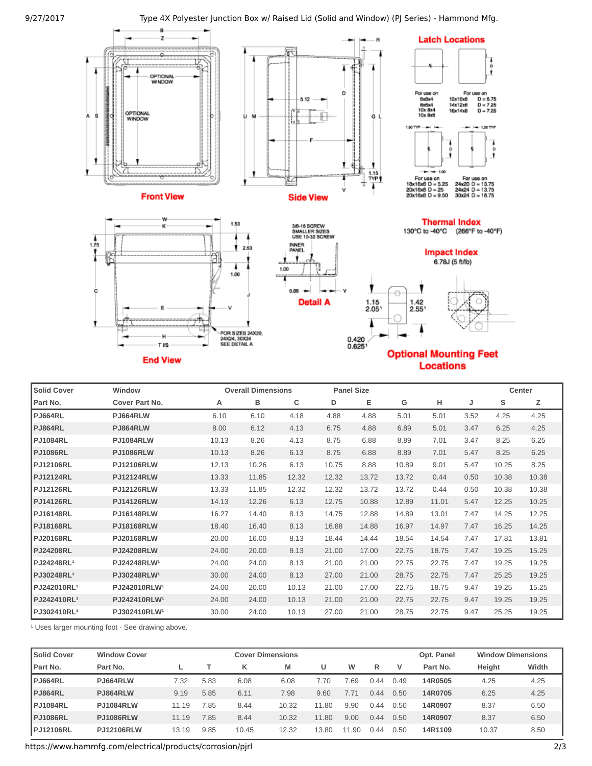Front View

Side View

Latch Locations

For use on 6x6x4, 8x6x4, 10x 8x4, 10x 8x6

For use on 12x10x6 D = 6.75, 14x12x6 D = 7.25, 16x14x8 D = 7.25

For use on 18x16x8 D = 5.25, 20x16x8 D = 25, 20x16x8 D = 9.50

For use on 24x20 D = 13.75, 24x24 D = 13.75, 30x24 D = 18.75

Thermal Index

130°C to -40°C (266°F to -40°F)

Impact Index

6.78J (5 ft/lb)

End View

FOR SIZES 24X20, 24X24, 30X24 SEE DETAIL A

Detail A

3/8-16 SCREW SMALLER SIZES USE 10-32 SCREW

INNER PANEL

Optional Mounting Feet Locations

| Solid Cover | Window | Overall Dimensions | | | Panel Size | | | | | Center | |
|---|---|---|---|---|---|---|---|---|---|---|---|
| Part No. | Cover Part No. | A | B | C | D | E | G | H | J | S | Z |
| PJ664RL | PJ664RLW | 6.10 | 6.10 | 4.18 | 4.88 | 4.88 | 5.01 | 5.01 | 3.52 | 4.25 | 4.25 |
| PJ864RL | PJ864RLW | 8.00 | 6.12 | 4.13 | 6.75 | 4.88 | 6.89 | 5.01 | 3.47 | 6.25 | 4.25 |
| PJ1084RL | PJ1084RLW | 10.13 | 8.26 | 4.13 | 8.75 | 6.88 | 8.89 | 7.01 | 3.47 | 8.25 | 6.25 |
| PJ1086RL | PJ1086RLW | 10.13 | 8.26 | 6.13 | 8.75 | 6.88 | 8.89 | 7.01 | 5.47 | 8.25 | 6.25 |
| PJ12106RL | PJ12106RLW | 12.13 | 10.26 | 6.13 | 10.75 | 8.88 | 10.89 | 9.01 | 5.47 | 10.25 | 8.25 |
| PJ12124RL | PJ12124RLW | 13.33 | 11.85 | 12.32 | 12.32 | 13.72 | 13.72 | 0.44 | 0.50 | 10.38 | 10.38 |
| PJ12126RL | PJ12126RLW | 13.33 | 11.85 | 12.32 | 12.32 | 13.72 | 13.72 | 0.44 | 0.50 | 10.38 | 10.38 |
| PJ14126RL | PJ14126RLW | 14.13 | 12.26 | 6.13 | 12.75 | 10.88 | 12.89 | 11.01 | 5.47 | 12.25 | 10.25 |
| PJ16148RL | PJ16148RLW | 16.27 | 14.40 | 8.13 | 14.75 | 12.88 | 14.89 | 13.01 | 7.47 | 14.25 | 12.25 |
| PJ18168RL | PJ18168RLW | 18.40 | 16.40 | 8.13 | 16.88 | 14.88 | 16.97 | 14.97 | 7.47 | 16.25 | 14.25 |
| PJ20168RL | PJ20168RLW | 20.00 | 16.00 | 8.13 | 18.44 | 14.44 | 18.54 | 14.54 | 7.47 | 17.81 | 13.81 |
| PJ24208RL | PJ24208RLW | 24.00 | 20.00 | 8.13 | 21.00 | 17.00 | 22.75 | 18.75 | 7.47 | 19.25 | 15.25 |
| PJ24248RL[1] | PJ24248RLW[1] | 24.00 | 24.00 | 8.13 | 21.00 | 21.00 | 22.75 | 22.75 | 7.47 | 19.25 | 19.25 |
| PJ30248RL[1] | PJ30248RLW[1] | 30.00 | 24.00 | 8.13 | 27.00 | 21.00 | 28.75 | 22.75 | 7.47 | 25.25 | 19.25 |
| PJ242010RL[1] | PJ242010RLW[1] | 24.00 | 20.00 | 10.13 | 21.00 | 17.00 | 22.75 | 18.75 | 9.47 | 19.25 | 15.25 |
| PJ242410RL[1] | PJ242410RLW[1] | 24.00 | 24.00 | 10.13 | 21.00 | 21.00 | 22.75 | 22.75 | 9.47 | 19.25 | 19.25 |
| PJ302410RL[1] | PJ302410RLW[1] | 30.00 | 24.00 | 10.13 | 27.00 | 21.00 | 28.75 | 22.75 | 9.47 | 25.25 | 19.25 |

[1] Uses larger mounting foot - See drawing above.

| Solid Cover | Window Cover | Cover Dimensions | | | | | | | | Opt. Panel | Window Dimensions | |
|---|---|---|---|---|---|---|---|---|---|---|---|---|
| Part No. | Part No. | L | T | K | M | U | W | R | V | Part No. | Height | Width |
| PJ664RL | PJ664RLW | 7.32 | 5.83 | 6.08 | 6.08 | 7.70 | 7.69 | 0.44 | 0.49 | 14R0505 | 4.25 | 4.25 |
| PJ864RL | PJ864RLW | 9.19 | 5.85 | 6.11 | 7.98 | 9.60 | 7.71 | 0.44 | 0.50 | 14R0705 | 6.25 | 4.25 |
| PJ1084RL | PJ1084RLW | 11.19 | 7.85 | 8.44 | 10.32 | 11.80 | 9.90 | 0.44 | 0.50 | 14R0907 | 8.37 | 6.50 |
| PJ1086RL | PJ1086RLW | 11.19 | 7.85 | 8.44 | 10.32 | 11.80 | 9.00 | 0.44 | 0.50 | 14R0907 | 8.37 | 6.50 |
| PJ12106RL | PJ12106RLW | 13.19 | 9.85 | 10.45 | 12.32 | 13.80 | 11.90 | 0.44 | 0.50 | 14R1109 | 10.37 | 8.50 |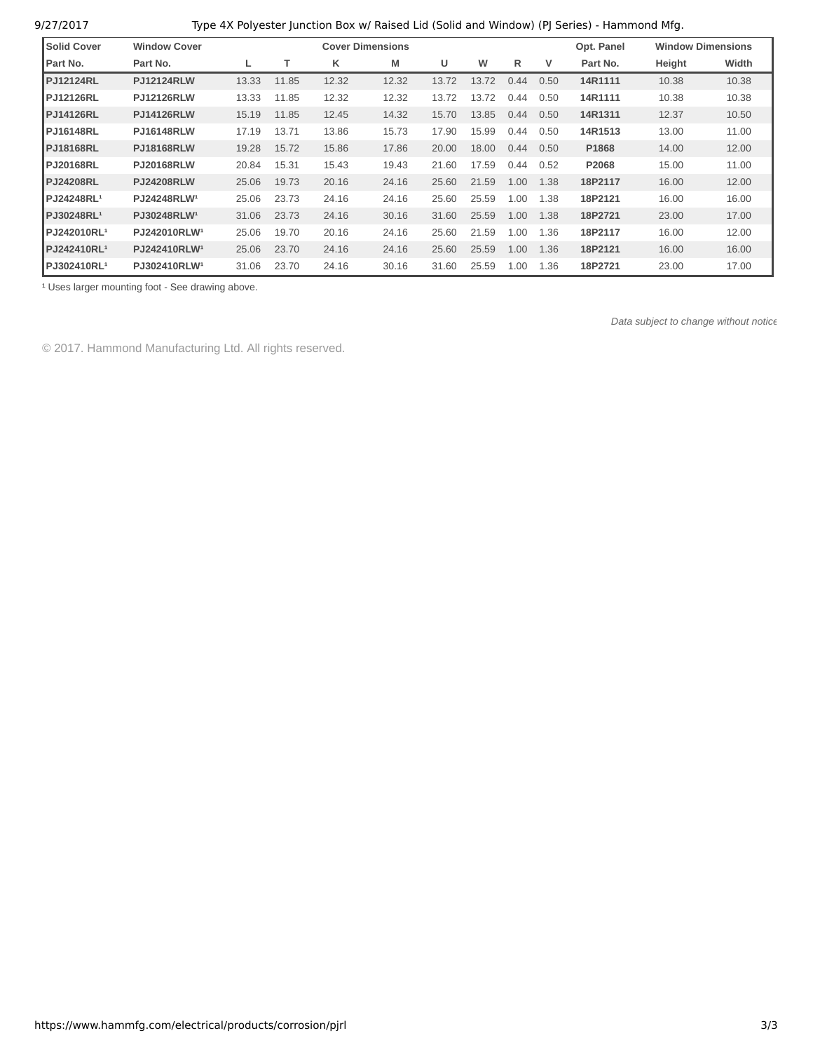| Solid Cover | Window Cover | | | Cover Dimensions | | | | | | Opt. Panel | Window Dimensions | |
|---|---|---|---|---|---|---|---|---|---|---|---|---|
| Part No. | Part No. | L | T | K | M | U | W | R | V | Part No. | Height | Width |
| **PJ12124RL** | **PJ12124RLW** | 13.33 | 11.85 | 12.32 | 12.32 | 13.72 | 13.72 | 0.44 | 0.50 | **14R1111** | 10.38 | 10.38 |
| **PJ12126RL** | **PJ12126RLW** | 13.33 | 11.85 | 12.32 | 12.32 | 13.72 | 13.72 | 0.44 | 0.50 | **14R1111** | 10.38 | 10.38 |
| **PJ14126RL** | **PJ14126RLW** | 15.19 | 11.85 | 12.45 | 14.32 | 15.70 | 13.85 | 0.44 | 0.50 | **14R1311** | 12.37 | 10.50 |
| **PJ16148RL** | **PJ16148RLW** | 17.19 | 13.71 | 13.86 | 15.73 | 17.90 | 15.99 | 0.44 | 0.50 | **14R1513** | 13.00 | 11.00 |
| **PJ18168RL** | **PJ18168RLW** | 19.28 | 15.72 | 15.86 | 17.86 | 20.00 | 18.00 | 0.44 | 0.50 | **P1868** | 14.00 | 12.00 |
| **PJ20168RL** | **PJ20168RLW** | 20.84 | 15.31 | 15.43 | 19.43 | 21.60 | 17.59 | 0.44 | 0.52 | **P2068** | 15.00 | 11.00 |
| **PJ24208RL** | **PJ24208RLW** | 25.06 | 19.73 | 20.16 | 24.16 | 25.60 | 21.59 | 1.00 | 1.38 | **18P2117** | 16.00 | 12.00 |
| **PJ24248RL**[1] | **PJ24248RLW**[1] | 25.06 | 23.73 | 24.16 | 24.16 | 25.60 | 25.59 | 1.00 | 1.38 | **18P2121** | 16.00 | 16.00 |
| **PJ30248RL**[1] | **PJ30248RLW**[1] | 31.06 | 23.73 | 24.16 | 30.16 | 31.60 | 25.59 | 1.00 | 1.38 | **18P2721** | 23.00 | 17.00 |
| **PJ242010RL**[1] | **PJ242010RLW**[1] | 25.06 | 19.70 | 20.16 | 24.16 | 25.60 | 21.59 | 1.00 | 1.36 | **18P2117** | 16.00 | 12.00 |
| **PJ242410RL**[1] | **PJ242410RLW**[1] | 25.06 | 23.70 | 24.16 | 24.16 | 25.60 | 25.59 | 1.00 | 1.36 | **18P2121** | 16.00 | 16.00 |
| **PJ302410RL**[1] | **PJ302410RLW**[1] | 31.06 | 23.70 | 24.16 | 30.16 | 31.60 | 25.59 | 1.00 | 1.36 | **18P2721** | 23.00 | 17.00 |

[1] Uses larger mounting foot - See drawing above.

*Data subject to change without notice*

© 2017. Hammond Manufacturing Ltd. All rights reserved.